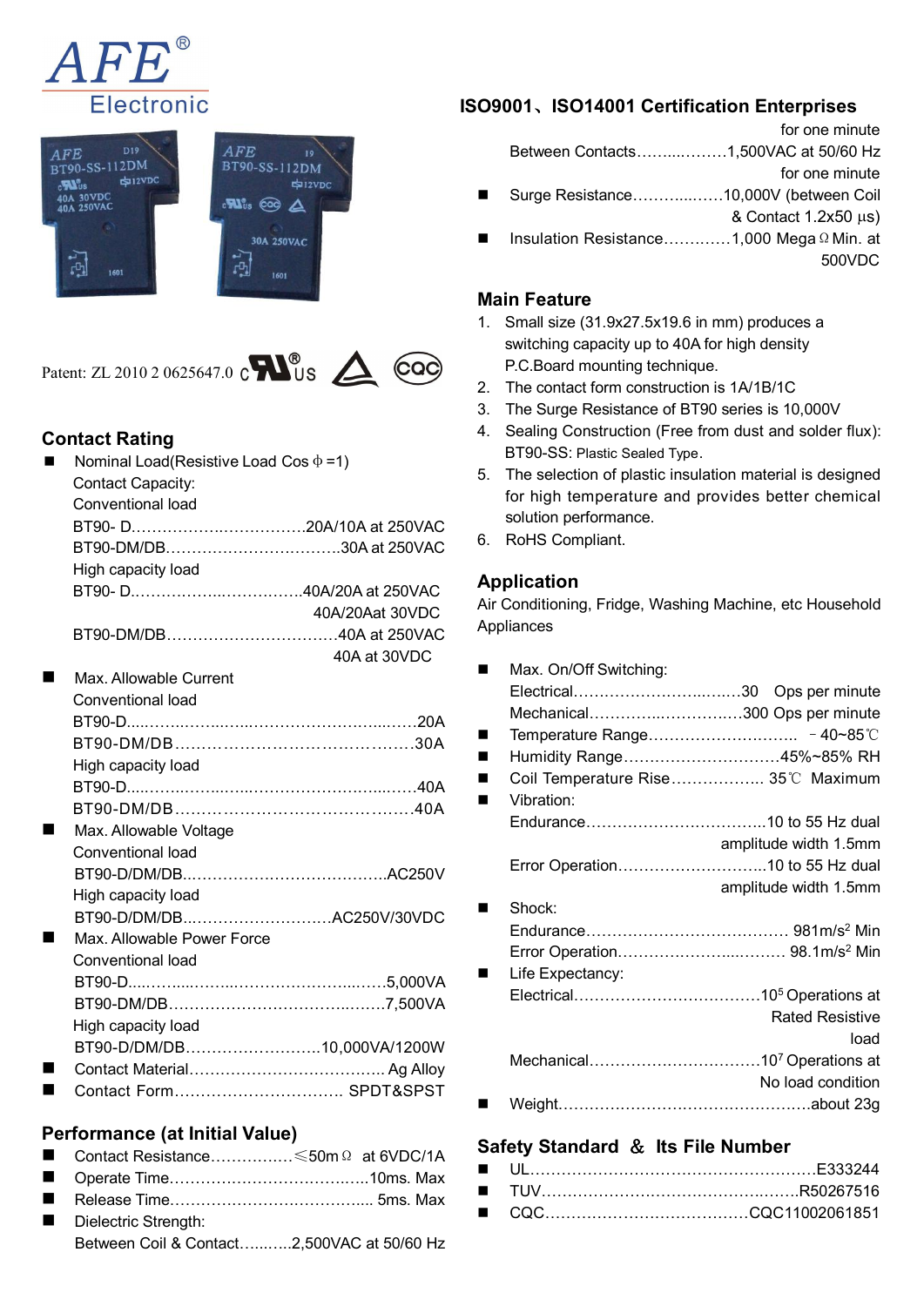# AFE® Electronic

Patent: ZL 2010 2 0625647.0

## Contact Rating

- Nominal Load(Resistive Load Cos φ =1)
  Contact Capacity:
  Conventional load
  BT90- D……………….……………20A/10A at 250VAC
  BT90-DM/DB…………………….……….30A at 250VAC
  High capacity load
  BT90- D……………..……………40A/20A at 250VAC
  40A/20Aat 30VDC
  BT90-DM/DB……………………………40A at 250VAC
  40A at 30VDC
- Max. Allowable Current
  Conventional load
  BT90-D.....……..……..…..……………………..……20A
  BT90-DM/DB………………………………………30A
  High capacity load
  BT90-D....……..……..…..………………………..……40A
  BT90-DM/DB………………………………………40A
- Max. Allowable Voltage
  Conventional load
  BT90-D/DM/DB.…………………………………AC250V
  High capacity load
  BT90-D/DM/DB.………………………AC250V/30VDC
- Max. Allowable Power Force
  Conventional load
  BT90-D...……...……..……………………...……5,000VA
  BT90-DM/DB……………………………..……7,500VA
  High capacity load
  BT90-D/DM/DB……………………..10,000VA/1200W
- Contact Material………………………………. Ag Alloy
- Contact Form…………………………… SPDT&SPST

## Performance (at Initial Value)

- Contact Resistance…………….≤50mΩ at 6VDC/1A
- Operate Time……………………………...10ms. Max
- Release Time………………………………... 5ms. Max
- Dielectric Strength:
  Between Coil & Contact….......2,500VAC at 50/60 Hz
  for one minute
  Between Contacts……...……….1,500VAC at 50/60 Hz
  for one minute
- Surge Resistance…………...……10,000V (between Coil & Contact 1.2x50 μs)
- Insulation Resistance………….1,000 MegaΩ Min. at 500VDC

## ISO9001、ISO14001 Certification Enterprises

## Main Feature

1. Small size (31.9x27.5x19.6 in mm) produces a switching capacity up to 40A for high density P.C.Board mounting technique.
2. The contact form construction is 1A/1B/1C
3. The Surge Resistance of BT90 series is 10,000V
4. Sealing Construction (Free from dust and solder flux): BT90-SS: Plastic Sealed Type.
5. The selection of plastic insulation material is designed for high temperature and provides better chemical solution performance.
6. RoHS Compliant.

## Application

Air Conditioning, Fridge, Washing Machine, etc Household Appliances

- Max. On/Off Switching:
  Electrical…………………………..……30 Ops per minute
  Mechanical…………..……………..….300 Ops per minute
- Temperature Range………………………. ﹣40~85℃
- Humidity Range…………………………45%~85% RH
- Coil Temperature Rise…………….... 35℃ Maximum
- Vibration:
  Endurance……………………………..10 to 55 Hz dual amplitude width 1.5mm
  Error Operation………………………..10 to 55 Hz dual amplitude width 1.5mm
- Shock:
  Endurance………………………………… 981m/s² Min
  Error Operation……………………..……. 98.1m/s² Min
- Life Expectancy:
  Electrical…………………………….…$10^5$ Operations at Rated Resistive load
  Mechanical……………………………$10^7$ Operations at No load condition
- Weight…………………………………………about 23g

## Safety Standard ＆ Its File Number

- UL…………………………………………………E333244
- TUV…………………………………………….R50267516
- CQC…………………………………CQC11002061851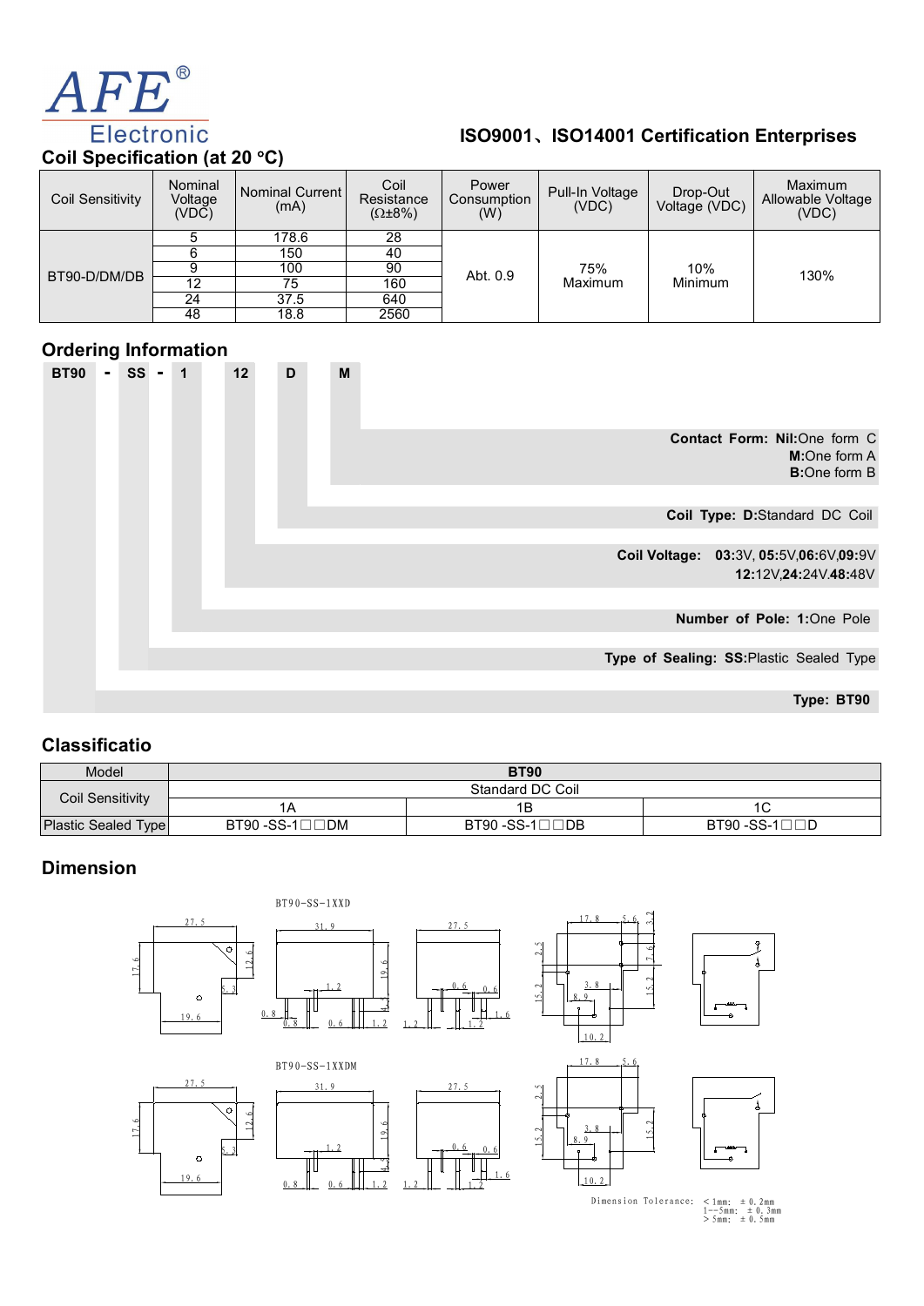AFE® Electronic

**ISO9001、ISO14001 Certification Enterprises**

## Coil Specification (at 20 °C)

| Coil Sensitivity | Nominal Voltage (VDC) | Nominal Current (mA) | Coil Resistance (Ω±8%) | Power Consumption (W) | Pull-In Voltage (VDC) | Drop-Out Voltage (VDC) | Maximum Allowable Voltage (VDC) |
|---|---|---|---|---|---|---|---|
| BT90-D/DM/DB | 5 | 178.6 | 28 | Abt. 0.9 | 75% Maximum | 10% Minimum | 130% |
| | 6 | 150 | 40 | | | | |
| | 9 | 100 | 90 | | | | |
| | 12 | 75 | 160 | | | | |
| | 24 | 37.5 | 640 | | | | |
| | 48 | 18.8 | 2560 | | | | |

## Ordering Information

**BT90 - SS - 1 12 D M**

**Contact Form: Nil:**One form C
**M:**One form A
**B:**One form B

**Coil Type: D:**Standard DC Coil

**Coil Voltage: 03:**3V, **05:**5V,**06:**6V,**09:**9V
**12:**12V,**24:**24V.**48:**48V

**Number of Pole: 1:**One Pole

**Type of Sealing: SS:**Plastic Sealed Type

**Type: BT90**

## Classificatio

| Model | BT90 | | |
|---|---|---|---|
| Coil Sensitivity | Standard DC Coil | | |
| | 1A | 1B | 1C |
| Plastic Sealed Type | BT90 -SS-1□□DM | BT90 -SS-1□□DB | BT90 -SS-1□□D |

## Dimension

BT90-SS-1XXD

27.5
17.6
12.6
5.3
19.6
31.9
19.6
1.2
4.5
0.8
0.8
0.6
1.2
27.5
0.6
0.6
1.6
1.2
1.2
17.8
5.6
3.2
2.5
7.6
15.2
3.8
8.9
15.2
10.2

BT90-SS-1XXDM

27.5
17.6
12.6
5.3
19.6
31.9
19.6
1.2
4.5
0.8
0.6
1.2
27.5
0.6
0.6
1.6
1.2
1.2
17.8
5.6
2.5
15.2
3.8
8.9
15.2
10.2

Dimension Tolerance: < 1mm: ± 0.2mm
1--5mm: ± 0.3mm
> 5mm: ± 0.5mm